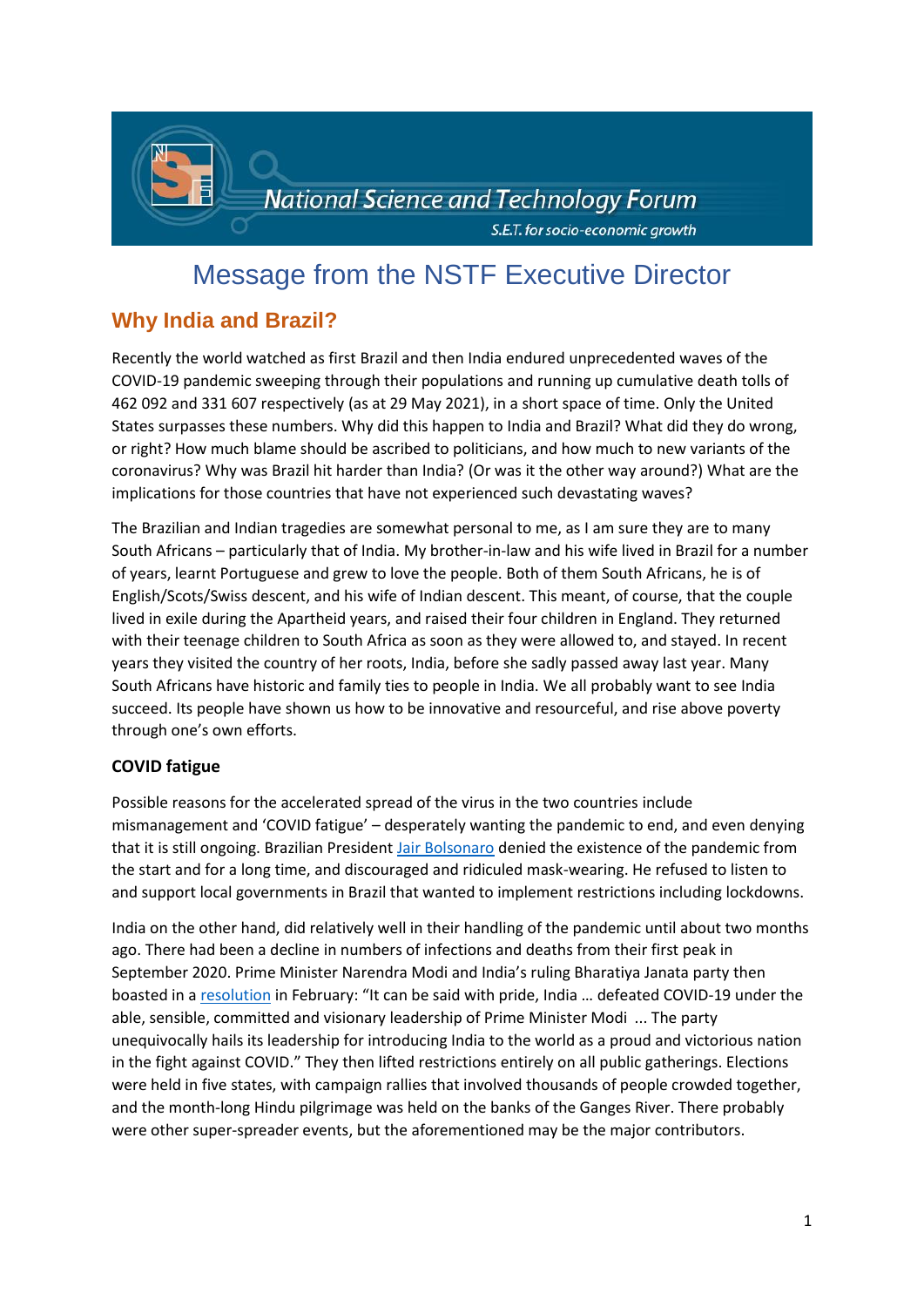National Science and Technology Forum

S.E.T. for socio-economic growth

# Message from the NSTF Executive Director

## Why India and Brazil?

Recently the world watched as first Brazil and then India endured unprecedented waves of the COVID-19 pandemic sweeping through their populations and running up cumulative death tolls of 462 092 and 331 607 respectively (as at 29 May 2021), in a short space of time. Only the United States surpasses these numbers. Why did this happen to India and Brazil? What did they do wrong, or right? How much blame should be ascribed to politicians, and how much to new variants of the coronavirus? Why was Brazil hit harder than India? (Or was it the other way around?) What are the implications for those countries that have not experienced such devastating waves?

The Brazilian and Indian tragedies are somewhat personal to me, as I am sure they are to many South Africans – particularly that of India. My brother-in-law and his wife lived in Brazil for a number of years, learnt Portuguese and grew to love the people. Both of them South Africans, he is of English/Scots/Swiss descent, and his wife of Indian descent. This meant, of course, that the couple lived in exile during the Apartheid years, and raised their four children in England. They returned with their teenage children to South Africa as soon as they were allowed to, and stayed. In recent years they visited the country of her roots, India, before she sadly passed away last year. Many South Africans have historic and family ties to people in India. We all probably want to see India succeed. Its people have shown us how to be innovative and resourceful, and rise above poverty through one's own efforts.

### COVID fatigue

Possible reasons for the accelerated spread of the virus in the two countries include mismanagement and 'COVID fatigue' – desperately wanting the pandemic to end, and even denying that it is still ongoing. Brazilian President Jair Bolsonaro denied the existence of the pandemic from the start and for a long time, and discouraged and ridiculed mask-wearing. He refused to listen to and support local governments in Brazil that wanted to implement restrictions including lockdowns.

India on the other hand, did relatively well in their handling of the pandemic until about two months ago. There had been a decline in numbers of infections and deaths from their first peak in September 2020. Prime Minister Narendra Modi and India's ruling Bharatiya Janata party then boasted in a resolution in February: "It can be said with pride, India … defeated COVID-19 under the able, sensible, committed and visionary leadership of Prime Minister Modi ... The party unequivocally hails its leadership for introducing India to the world as a proud and victorious nation in the fight against COVID." They then lifted restrictions entirely on all public gatherings. Elections were held in five states, with campaign rallies that involved thousands of people crowded together, and the month-long Hindu pilgrimage was held on the banks of the Ganges River. There probably were other super-spreader events, but the aforementioned may be the major contributors.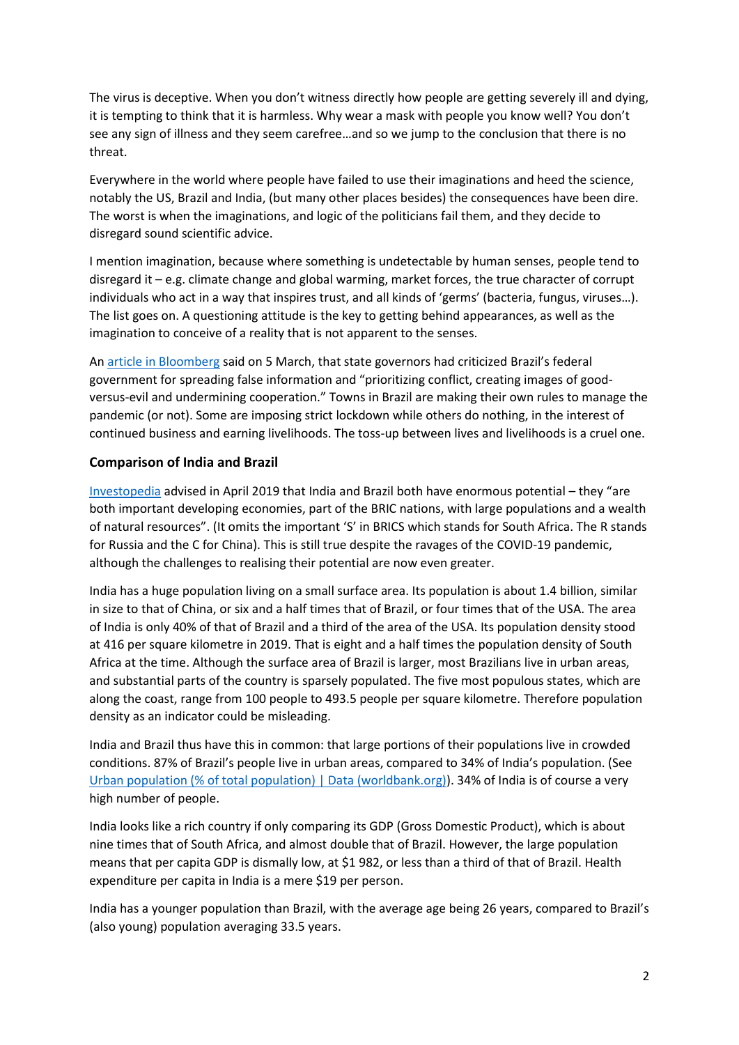The virus is deceptive. When you don't witness directly how people are getting severely ill and dying, it is tempting to think that it is harmless. Why wear a mask with people you know well? You don't see any sign of illness and they seem carefree…and so we jump to the conclusion that there is no threat.

Everywhere in the world where people have failed to use their imaginations and heed the science, notably the US, Brazil and India, (but many other places besides) the consequences have been dire. The worst is when the imaginations, and logic of the politicians fail them, and they decide to disregard sound scientific advice.

I mention imagination, because where something is undetectable by human senses, people tend to disregard it – e.g. climate change and global warming, market forces, the true character of corrupt individuals who act in a way that inspires trust, and all kinds of 'germs' (bacteria, fungus, viruses…). The list goes on. A questioning attitude is the key to getting behind appearances, as well as the imagination to conceive of a reality that is not apparent to the senses.

An [article in Bloomberg] said on 5 March, that state governors had criticized Brazil's federal government for spreading false information and "prioritizing conflict, creating images of good-versus-evil and undermining cooperation." Towns in Brazil are making their own rules to manage the pandemic (or not). Some are imposing strict lockdown while others do nothing, in the interest of continued business and earning livelihoods. The toss-up between lives and livelihoods is a cruel one.

## Comparison of India and Brazil

[Investopedia] advised in April 2019 that India and Brazil both have enormous potential – they "are both important developing economies, part of the BRIC nations, with large populations and a wealth of natural resources". (It omits the important 'S' in BRICS which stands for South Africa. The R stands for Russia and the C for China). This is still true despite the ravages of the COVID-19 pandemic, although the challenges to realising their potential are now even greater.

India has a huge population living on a small surface area. Its population is about 1.4 billion, similar in size to that of China, or six and a half times that of Brazil, or four times that of the USA. The area of India is only 40% of that of Brazil and a third of the area of the USA. Its population density stood at 416 per square kilometre in 2019. That is eight and a half times the population density of South Africa at the time. Although the surface area of Brazil is larger, most Brazilians live in urban areas, and substantial parts of the country is sparsely populated. The five most populous states, which are along the coast, range from 100 people to 493.5 people per square kilometre. Therefore population density as an indicator could be misleading.

India and Brazil thus have this in common: that large portions of their populations live in crowded conditions. 87% of Brazil's people live in urban areas, compared to 34% of India's population. (See [Urban population (% of total population) | Data (worldbank.org)]). 34% of India is of course a very high number of people.

India looks like a rich country if only comparing its GDP (Gross Domestic Product), which is about nine times that of South Africa, and almost double that of Brazil. However, the large population means that per capita GDP is dismally low, at $1 982, or less than a third of that of Brazil. Health expenditure per capita in India is a mere $19 per person.

India has a younger population than Brazil, with the average age being 26 years, compared to Brazil's (also young) population averaging 33.5 years.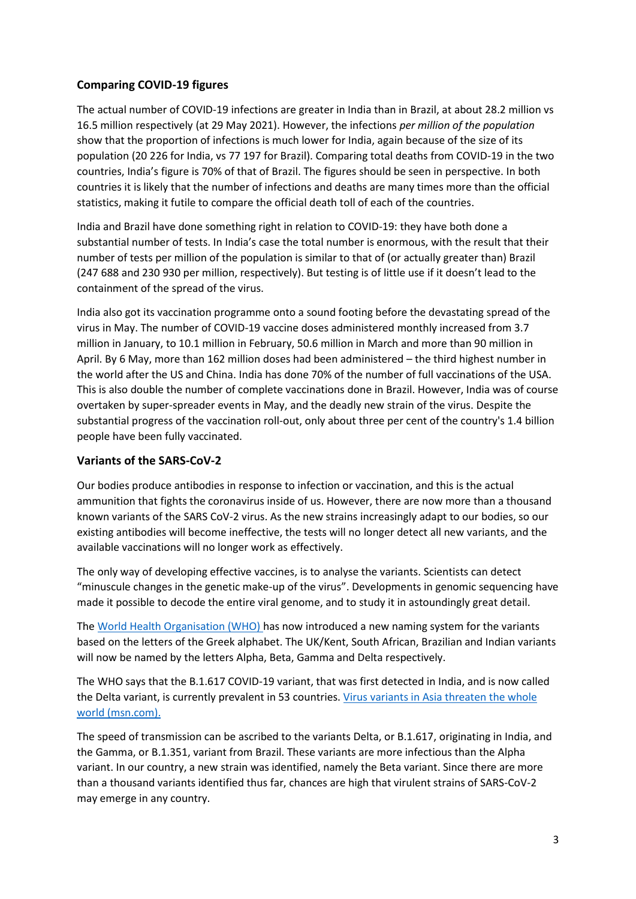## Comparing COVID-19 figures

The actual number of COVID-19 infections are greater in India than in Brazil, at about 28.2 million vs 16.5 million respectively (at 29 May 2021). However, the infections *per million of the population* show that the proportion of infections is much lower for India, again because of the size of its population (20 226 for India, vs 77 197 for Brazil). Comparing total deaths from COVID-19 in the two countries, India's figure is 70% of that of Brazil. The figures should be seen in perspective. In both countries it is likely that the number of infections and deaths are many times more than the official statistics, making it futile to compare the official death toll of each of the countries.

India and Brazil have done something right in relation to COVID-19: they have both done a substantial number of tests. In India's case the total number is enormous, with the result that their number of tests per million of the population is similar to that of (or actually greater than) Brazil (247 688 and 230 930 per million, respectively). But testing is of little use if it doesn't lead to the containment of the spread of the virus.

India also got its vaccination programme onto a sound footing before the devastating spread of the virus in May. The number of COVID-19 vaccine doses administered monthly increased from 3.7 million in January, to 10.1 million in February, 50.6 million in March and more than 90 million in April. By 6 May, more than 162 million doses had been administered – the third highest number in the world after the US and China. India has done 70% of the number of full vaccinations of the USA. This is also double the number of complete vaccinations done in Brazil. However, India was of course overtaken by super-spreader events in May, and the deadly new strain of the virus. Despite the substantial progress of the vaccination roll-out, only about three per cent of the country's 1.4 billion people have been fully vaccinated.

## Variants of the SARS-CoV-2

Our bodies produce antibodies in response to infection or vaccination, and this is the actual ammunition that fights the coronavirus inside of us. However, there are now more than a thousand known variants of the SARS CoV-2 virus. As the new strains increasingly adapt to our bodies, so our existing antibodies will become ineffective, the tests will no longer detect all new variants, and the available vaccinations will no longer work as effectively.

The only way of developing effective vaccines, is to analyse the variants. Scientists can detect "minuscule changes in the genetic make-up of the virus". Developments in genomic sequencing have made it possible to decode the entire viral genome, and to study it in astoundingly great detail.

The World Health Organisation (WHO) has now introduced a new naming system for the variants based on the letters of the Greek alphabet. The UK/Kent, South African, Brazilian and Indian variants will now be named by the letters Alpha, Beta, Gamma and Delta respectively.

The WHO says that the B.1.617 COVID-19 variant, that was first detected in India, and is now called the Delta variant, is currently prevalent in 53 countries. Virus variants in Asia threaten the whole world (msn.com).

The speed of transmission can be ascribed to the variants Delta, or B.1.617, originating in India, and the Gamma, or B.1.351, variant from Brazil. These variants are more infectious than the Alpha variant. In our country, a new strain was identified, namely the Beta variant. Since there are more than a thousand variants identified thus far, chances are high that virulent strains of SARS-CoV-2 may emerge in any country.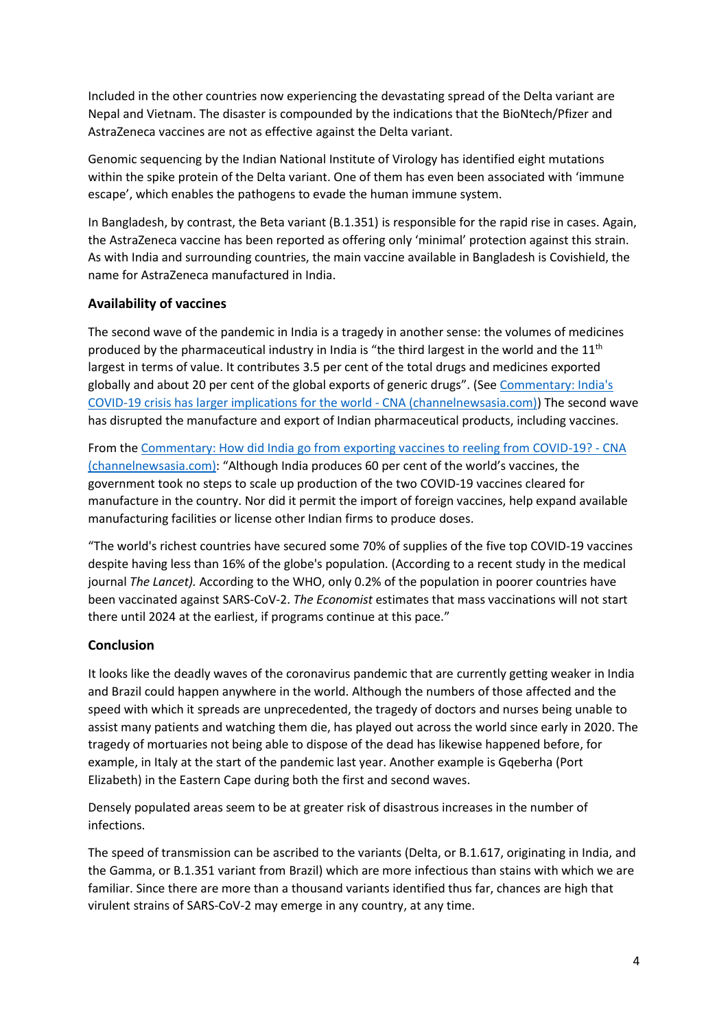Included in the other countries now experiencing the devastating spread of the Delta variant are Nepal and Vietnam. The disaster is compounded by the indications that the BioNtech/Pfizer and AstraZeneca vaccines are not as effective against the Delta variant.

Genomic sequencing by the Indian National Institute of Virology has identified eight mutations within the spike protein of the Delta variant. One of them has even been associated with 'immune escape', which enables the pathogens to evade the human immune system.

In Bangladesh, by contrast, the Beta variant (B.1.351) is responsible for the rapid rise in cases. Again, the AstraZeneca vaccine has been reported as offering only 'minimal' protection against this strain. As with India and surrounding countries, the main vaccine available in Bangladesh is Covishield, the name for AstraZeneca manufactured in India.

### Availability of vaccines

The second wave of the pandemic in India is a tragedy in another sense: the volumes of medicines produced by the pharmaceutical industry in India is "the third largest in the world and the 11th largest in terms of value. It contributes 3.5 per cent of the total drugs and medicines exported globally and about 20 per cent of the global exports of generic drugs". (See [Commentary: India's COVID-19 crisis has larger implications for the world - CNA (channelnewsasia.com)]) The second wave has disrupted the manufacture and export of Indian pharmaceutical products, including vaccines.

From the [Commentary: How did India go from exporting vaccines to reeling from COVID-19? - CNA (channelnewsasia.com)]: "Although India produces 60 per cent of the world's vaccines, the government took no steps to scale up production of the two COVID-19 vaccines cleared for manufacture in the country. Nor did it permit the import of foreign vaccines, help expand available manufacturing facilities or license other Indian firms to produce doses.

"The world's richest countries have secured some 70% of supplies of the five top COVID-19 vaccines despite having less than 16% of the globe's population. (According to a recent study in the medical journal *The Lancet).* According to the WHO, only 0.2% of the population in poorer countries have been vaccinated against SARS-CoV-2. *The Economist* estimates that mass vaccinations will not start there until 2024 at the earliest, if programs continue at this pace."

### Conclusion

It looks like the deadly waves of the coronavirus pandemic that are currently getting weaker in India and Brazil could happen anywhere in the world. Although the numbers of those affected and the speed with which it spreads are unprecedented, the tragedy of doctors and nurses being unable to assist many patients and watching them die, has played out across the world since early in 2020. The tragedy of mortuaries not being able to dispose of the dead has likewise happened before, for example, in Italy at the start of the pandemic last year. Another example is Gqeberha (Port Elizabeth) in the Eastern Cape during both the first and second waves.

Densely populated areas seem to be at greater risk of disastrous increases in the number of infections.

The speed of transmission can be ascribed to the variants (Delta, or B.1.617, originating in India, and the Gamma, or B.1.351 variant from Brazil) which are more infectious than stains with which we are familiar. Since there are more than a thousand variants identified thus far, chances are high that virulent strains of SARS-CoV-2 may emerge in any country, at any time.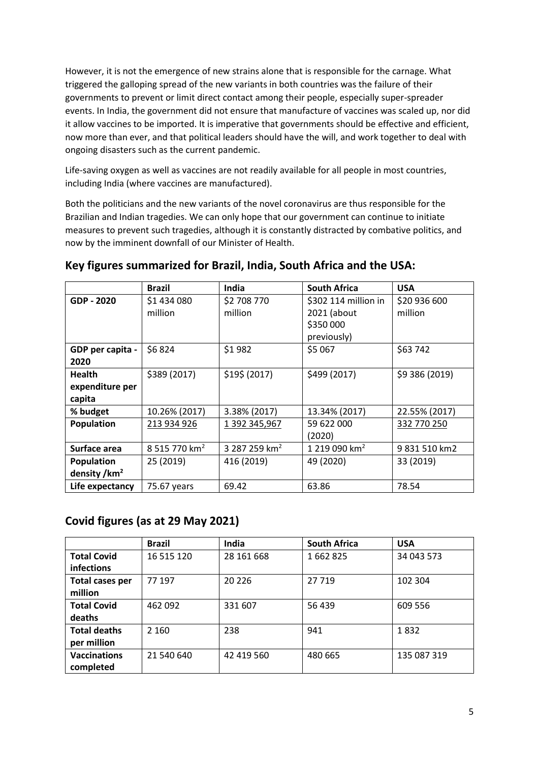However, it is not the emergence of new strains alone that is responsible for the carnage. What triggered the galloping spread of the new variants in both countries was the failure of their governments to prevent or limit direct contact among their people, especially super-spreader events. In India, the government did not ensure that manufacture of vaccines was scaled up, nor did it allow vaccines to be imported. It is imperative that governments should be effective and efficient, now more than ever, and that political leaders should have the will, and work together to deal with ongoing disasters such as the current pandemic.

Life-saving oxygen as well as vaccines are not readily available for all people in most countries, including India (where vaccines are manufactured).

Both the politicians and the new variants of the novel coronavirus are thus responsible for the Brazilian and Indian tragedies. We can only hope that our government can continue to initiate measures to prevent such tragedies, although it is constantly distracted by combative politics, and now by the imminent downfall of our Minister of Health.

## Key figures summarized for Brazil, India, South Africa and the USA:

| | **Brazil** | **India** | **South Africa** | **USA** |
|---|---|---|---|---|
| **GDP - 2020** | \$1 434 080 million | \$2 708 770 million | \$302 114 million in 2021 (about \$350 000 previously) | \$20 936 600 million |
| **GDP per capita - 2020** | \$6 824 | \$1 982 | \$5 067 | \$63 742 |
| **Health expenditure per capita** | \$389 (2017) | \$19\$ (2017) | \$499 (2017) | \$9 386 (2019) |
| **% budget** | 10.26% (2017) | 3.38% (2017) | 13.34% (2017) | 22.55% (2017) |
| **Population** | 213 934 926 | 1 392 345,967 | 59 622 000 (2020) | 332 770 250 |
| **Surface area** | 8 515 770 km$^2$ | 3 287 259 km$^2$ | 1 219 090 km$^2$ | 9 831 510 km2 |
| **Population density /km$^2$** | 25 (2019) | 416 (2019) | 49 (2020) | 33 (2019) |
| **Life expectancy** | 75.67 years | 69.42 | 63.86 | 78.54 |

## Covid figures (as at 29 May 2021)

| | **Brazil** | **India** | **South Africa** | **USA** |
|---|---|---|---|---|
| **Total Covid infections** | 16 515 120 | 28 161 668 | 1 662 825 | 34 043 573 |
| **Total cases per million** | 77 197 | 20 226 | 27 719 | 102 304 |
| **Total Covid deaths** | 462 092 | 331 607 | 56 439 | 609 556 |
| **Total deaths per million** | 2 160 | 238 | 941 | 1 832 |
| **Vaccinations completed** | 21 540 640 | 42 419 560 | 480 665 | 135 087 319 |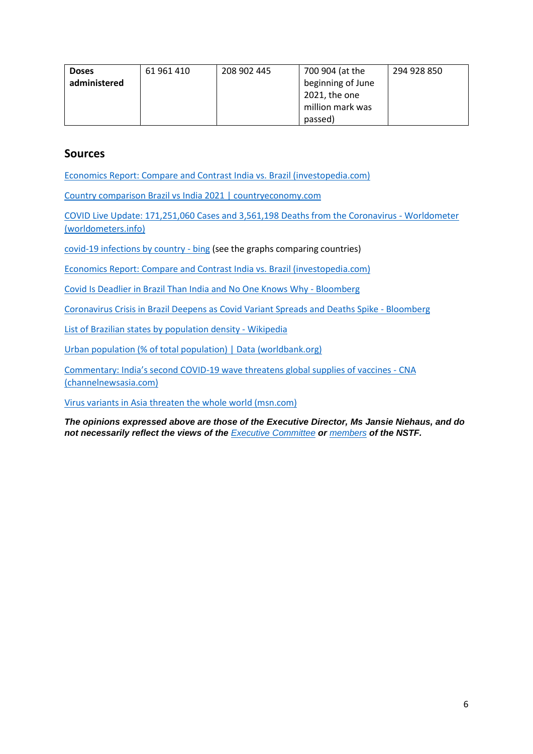| | | | | |
|---|---|---|---|---|
| **Doses administered** | 61 961 410 | 208 902 445 | 700 904 (at the beginning of June 2021, the one million mark was passed) | 294 928 850 |

## Sources

Economics Report: Compare and Contrast India vs. Brazil (investopedia.com)

Country comparison Brazil vs India 2021 | countryeconomy.com

COVID Live Update: 171,251,060 Cases and 3,561,198 Deaths from the Coronavirus - Worldometer (worldometers.info)

covid-19 infections by country - bing (see the graphs comparing countries)

Economics Report: Compare and Contrast India vs. Brazil (investopedia.com)

Covid Is Deadlier in Brazil Than India and No One Knows Why - Bloomberg

Coronavirus Crisis in Brazil Deepens as Covid Variant Spreads and Deaths Spike - Bloomberg

List of Brazilian states by population density - Wikipedia

Urban population (% of total population) | Data (worldbank.org)

Commentary: India's second COVID-19 wave threatens global supplies of vaccines - CNA (channelnewsasia.com)

Virus variants in Asia threaten the whole world (msn.com)

***The opinions expressed above are those of the Executive Director, Ms Jansie Niehaus, and do not necessarily reflect the views of the Executive Committee or members of the NSTF.***